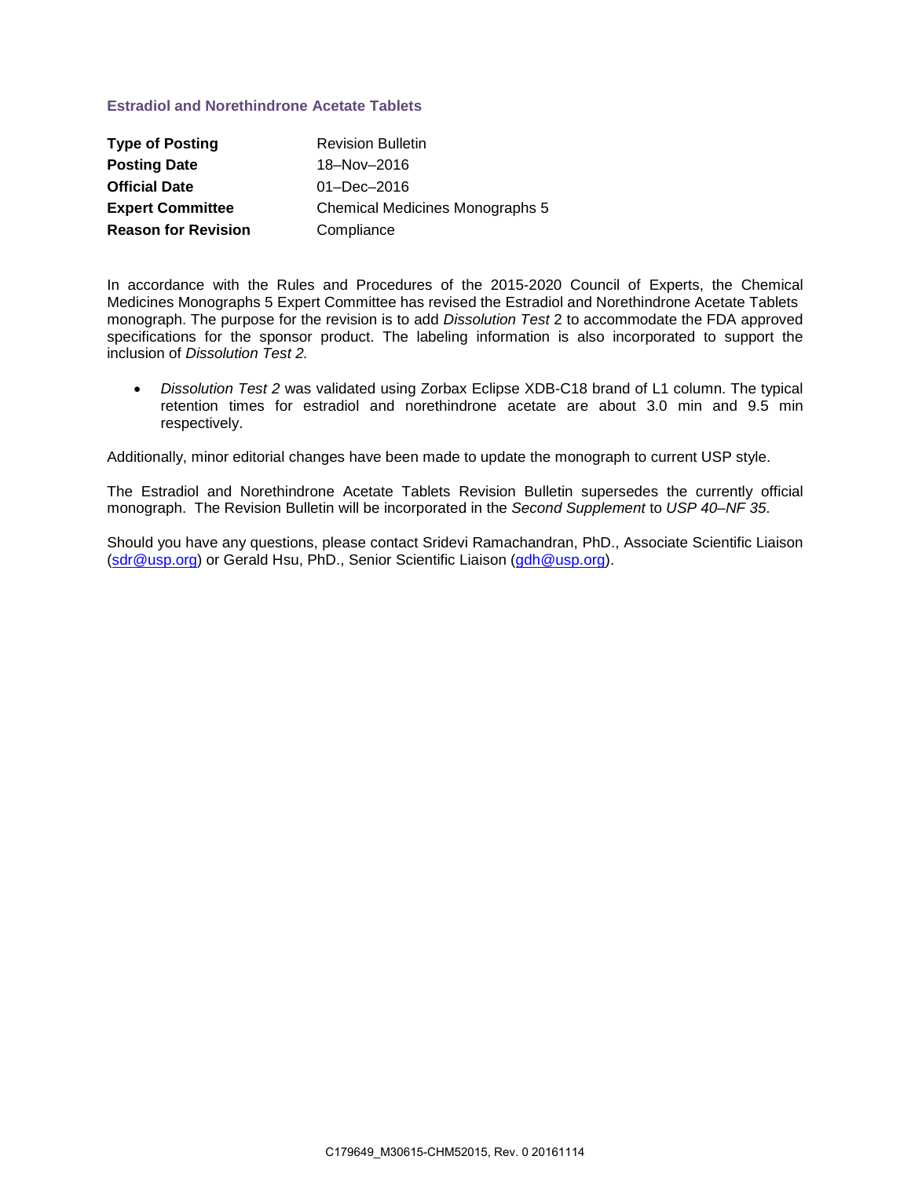## Estradiol and Norethindrone Acetate Tablets

| | |
|---|---|
| **Type of Posting** | Revision Bulletin |
| **Posting Date** | 18–Nov–2016 |
| **Official Date** | 01–Dec–2016 |
| **Expert Committee** | Chemical Medicines Monographs 5 |
| **Reason for Revision** | Compliance |

In accordance with the Rules and Procedures of the 2015-2020 Council of Experts, the Chemical Medicines Monographs 5 Expert Committee has revised the Estradiol and Norethindrone Acetate Tablets monograph. The purpose for the revision is to add *Dissolution Test* 2 to accommodate the FDA approved specifications for the sponsor product. The labeling information is also incorporated to support the inclusion of *Dissolution Test 2.*

- *Dissolution Test 2* was validated using Zorbax Eclipse XDB-C18 brand of L1 column. The typical retention times for estradiol and norethindrone acetate are about 3.0 min and 9.5 min respectively.

Additionally, minor editorial changes have been made to update the monograph to current USP style.

The Estradiol and Norethindrone Acetate Tablets Revision Bulletin supersedes the currently official monograph. The Revision Bulletin will be incorporated in the *Second Supplement* to *USP 40–NF 35.*

Should you have any questions, please contact Sridevi Ramachandran, PhD., Associate Scientific Liaison (sdr@usp.org) or Gerald Hsu, PhD., Senior Scientific Liaison (gdh@usp.org).

C179649_M30615-CHM52015, Rev. 0 20161114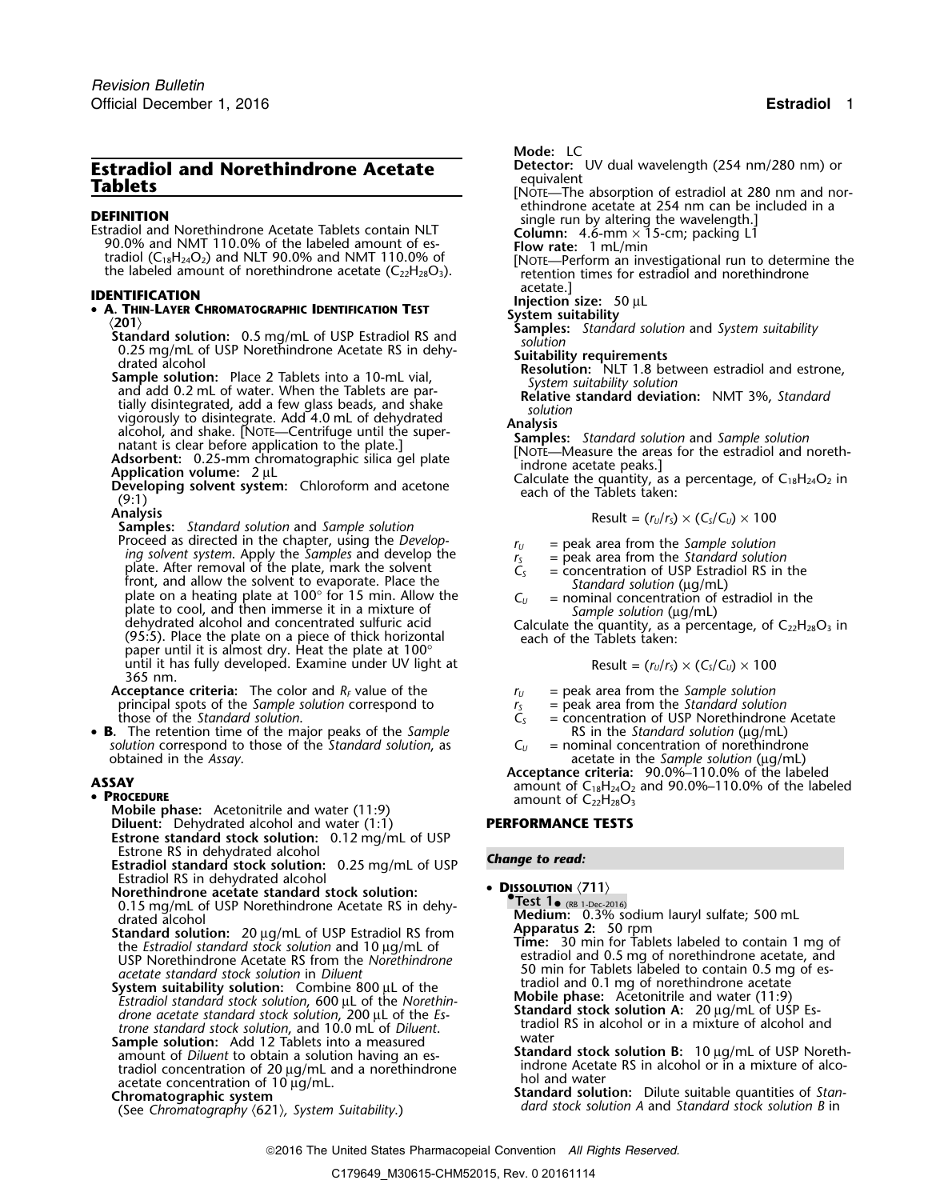# Estradiol and Norethindrone Acetate Tablets

## DEFINITION

Estradiol and Norethindrone Acetate Tablets contain NLT 90.0% and NMT 110.0% of the labeled amount of estradiol ($C_{18}H_{24}O_2$) and NLT 90.0% and NMT 110.0% of the labeled amount of norethindrone acetate ($C_{22}H_{28}O_3$).

## IDENTIFICATION

- **A. Thin-Layer Chromatographic Identification Test** 〈201〉

  **Standard solution:** 0.5 mg/mL of USP Estradiol RS and 0.25 mg/mL of USP Norethindrone Acetate RS in dehydrated alcohol

  **Sample solution:** Place 2 Tablets into a 10-mL vial, and add 0.2 mL of water. When the Tablets are partially disintegrated, add a few glass beads, and shake vigorously to disintegrate. Add 4.0 mL of dehydrated alcohol, and shake. [Note—Centrifuge until the supernatant is clear before application to the plate.]

  **Adsorbent:** 0.25-mm chromatographic silica gel plate

  **Application volume:** 2 µL

  **Developing solvent system:** Chloroform and acetone (9:1)

  **Analysis**

  **Samples:** *Standard solution* and *Sample solution*

  Proceed as directed in the chapter, using the *Developing solvent system*. Apply the *Samples* and develop the plate. After removal of the plate, mark the solvent front, and allow the solvent to evaporate. Place the plate on a heating plate at 100° for 15 min. Allow the plate to cool, and then immerse it in a mixture of dehydrated alcohol and concentrated sulfuric acid (95:5). Place the plate on a piece of thick horizontal paper until it is almost dry. Heat the plate at 100° until it has fully developed. Examine under UV light at 365 nm.

  **Acceptance criteria:** The color and $R_F$ value of the principal spots of the *Sample solution* correspond to those of the *Standard solution*.

- **B.** The retention time of the major peaks of the *Sample solution* correspond to those of the *Standard solution*, as obtained in the *Assay*.

## ASSAY

- **Procedure**

  **Mobile phase:** Acetonitrile and water (11:9)

  **Diluent:** Dehydrated alcohol and water (1:1)

  **Estrone standard stock solution:** 0.12 mg/mL of USP Estrone RS in dehydrated alcohol

  **Estradiol standard stock solution:** 0.25 mg/mL of USP Estradiol RS in dehydrated alcohol

  **Norethindrone acetate standard stock solution:** 0.15 mg/mL of USP Norethindrone Acetate RS in dehydrated alcohol

  **Standard solution:** 20 µg/mL of USP Estradiol RS from the *Estradiol standard stock solution* and 10 µg/mL of USP Norethindrone Acetate RS from the *Norethindrone acetate standard stock solution* in *Diluent*

  **System suitability solution:** Combine 800 µL of the *Estradiol standard stock solution*, 600 µL of the *Norethindrone acetate standard stock solution*, 200 µL of the *Estrone standard stock solution*, and 10.0 mL of *Diluent*.

  **Sample solution:** Add 12 Tablets into a measured amount of *Diluent* to obtain a solution having an estradiol concentration of 20 µg/mL and a norethindrone acetate concentration of 10 µg/mL.

  **Chromatographic system**

  (See *Chromatography* 〈621〉, *System Suitability*.)

  **Mode:** LC

  **Detector:** UV dual wavelength (254 nm/280 nm) or equivalent

  [Note—The absorption of estradiol at 280 nm and norethindrone acetate at 254 nm can be included in a single run by altering the wavelength.]

  **Column:** 4.6-mm × 15-cm; packing L1

  **Flow rate:** 1 mL/min

  [Note—Perform an investigational run to determine the retention times for estradiol and norethindrone acetate.]

  **Injection size:** 50 µL

  **System suitability**

  **Samples:** *Standard solution* and *System suitability solution*

  **Suitability requirements**

  **Resolution:** NLT 1.8 between estradiol and estrone, *System suitability solution*

  **Relative standard deviation:** NMT 3%, *Standard solution*

  **Analysis**

  **Samples:** *Standard solution* and *Sample solution*

  [Note—Measure the areas for the estradiol and norethindrone acetate peaks.]

  Calculate the quantity, as a percentage, of $C_{18}H_{24}O_2$ in each of the Tablets taken:

  $$\text{Result} = (r_U/r_S) \times (C_S/C_U) \times 100$$

  $r_U$ = peak area from the *Sample solution*
  $r_S$ = peak area from the *Standard solution*
  $C_S$ = concentration of USP Estradiol RS in the *Standard solution* (µg/mL)
  $C_U$ = nominal concentration of estradiol in the *Sample solution* (µg/mL)

  Calculate the quantity, as a percentage, of $C_{22}H_{28}O_3$ in each of the Tablets taken:

  $$\text{Result} = (r_U/r_S) \times (C_S/C_U) \times 100$$

  $r_U$ = peak area from the *Sample solution*
  $r_S$ = peak area from the *Standard solution*
  $C_S$ = concentration of USP Norethindrone Acetate RS in the *Standard solution* (µg/mL)
  $C_U$ = nominal concentration of norethindrone acetate in the *Sample solution* (µg/mL)

  **Acceptance criteria:** 90.0%–110.0% of the labeled amount of $C_{18}H_{24}O_2$ and 90.0%–110.0% of the labeled amount of $C_{22}H_{28}O_3$

## PERFORMANCE TESTS

***Change to read:***

- **Dissolution** 〈711〉

  •**Test 1**• (RB 1-Dec-2016)

  **Medium:** 0.3% sodium lauryl sulfate; 500 mL

  **Apparatus 2:** 50 rpm

  **Time:** 30 min for Tablets labeled to contain 1 mg of estradiol and 0.5 mg of norethindrone acetate, and 50 min for Tablets labeled to contain 0.5 mg of estradiol and 0.1 mg of norethindrone acetate

  **Mobile phase:** Acetonitrile and water (11:9)

  **Standard stock solution A:** 20 µg/mL of USP Estradiol RS in alcohol or in a mixture of alcohol and water

  **Standard stock solution B:** 10 µg/mL of USP Norethindrone Acetate RS in alcohol or in a mixture of alcohol and water

  **Standard solution:** Dilute suitable quantities of *Standard stock solution A* and *Standard stock solution B* in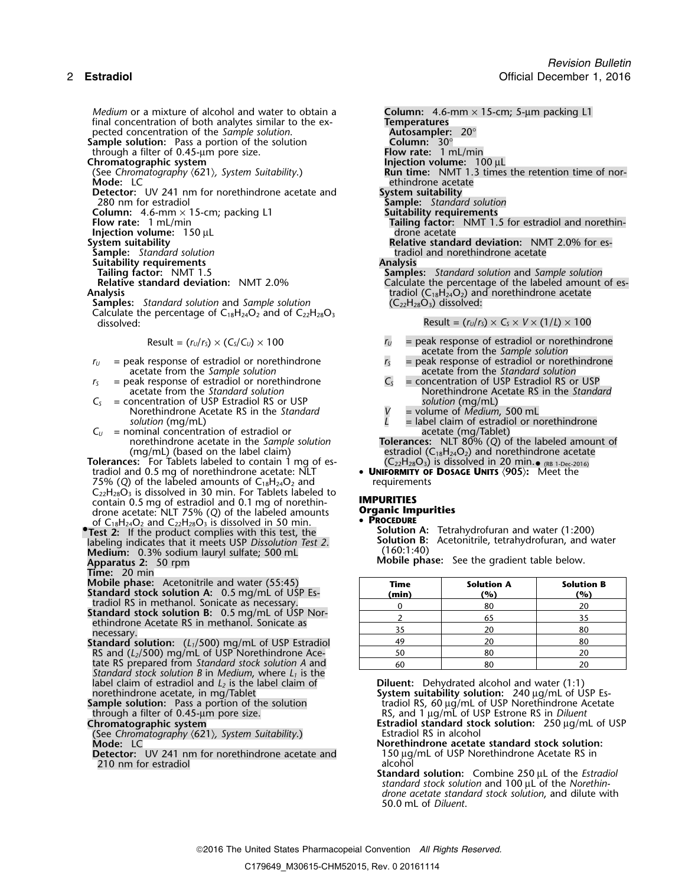*Medium* or a mixture of alcohol and water to obtain a final concentration of both analytes similar to the expected concentration of the *Sample solution*.

**Sample solution:** Pass a portion of the solution through a filter of 0.45-µm pore size.

**Chromatographic system**

(See *Chromatography* ⟨621⟩, *System Suitability*.)

**Mode:** LC

**Detector:** UV 241 nm for norethindrone acetate and 280 nm for estradiol

**Column:** 4.6-mm × 15-cm; packing L1

**Flow rate:** 1 mL/min

**Injection volume:** 150 µL

**System suitability**

**Sample:** *Standard solution*

**Suitability requirements**

**Tailing factor:** NMT 1.5

**Relative standard deviation:** NMT 2.0%

**Analysis**

**Samples:** *Standard solution* and *Sample solution*

Calculate the percentage of $C_{18}H_{24}O_2$ and of $C_{22}H_{28}O_3$ dissolved:

$$\text{Result} = (r_U/r_S) \times (C_S/C_U) \times 100$$

$r_U$ = peak response of estradiol or norethindrone acetate from the *Sample solution*

$r_S$ = peak response of estradiol or norethindrone acetate from the *Standard solution*

$C_S$ = concentration of USP Estradiol RS or USP Norethindrone Acetate RS in the *Standard solution* (mg/mL)

$C_U$ = nominal concentration of estradiol or norethindrone acetate in the *Sample solution* (mg/mL) (based on the label claim)

**Tolerances:** For Tablets labeled to contain 1 mg of estradiol and 0.5 mg of norethindrone acetate: NLT 75% (*Q*) of the labeled amounts of $C_{18}H_{24}O_2$ and $C_{22}H_{28}O_3$ is dissolved in 30 min. For Tablets labeled to contain 0.5 mg of estradiol and 0.1 mg of norethindrone acetate: NLT 75% (*Q*) of the labeled amounts of $C_{18}H_{24}O_2$ and $C_{22}H_{28}O_3$ is dissolved in 50 min.

•**Test 2:** If the product complies with this test, the labeling indicates that it meets USP *Dissolution Test 2*.

**Medium:** 0.3% sodium lauryl sulfate; 500 mL

**Apparatus 2:** 50 rpm

**Time:** 20 min

**Mobile phase:** Acetonitrile and water (55:45)

**Standard stock solution A:** 0.5 mg/mL of USP Estradiol RS in methanol. Sonicate as necessary.

**Standard stock solution B:** 0.5 mg/mL of USP Norethindrone Acetate RS in methanol. Sonicate as necessary.

**Standard solution:** ($L_1$/500) mg/mL of USP Estradiol RS and ($L_2$/500) mg/mL of USP Norethindrone Acetate RS prepared from *Standard stock solution A* and *Standard stock solution B* in *Medium*, where $L_1$ is the label claim of estradiol and $L_2$ is the label claim of norethindrone acetate, in mg/Tablet

**Sample solution:** Pass a portion of the solution through a filter of 0.45-µm pore size.

**Chromatographic system**

(See *Chromatography* ⟨621⟩, *System Suitability*.)

**Mode:** LC

**Detector:** UV 241 nm for norethindrone acetate and 210 nm for estradiol

**Column:** 4.6-mm × 15-cm; 5-µm packing L1

**Temperatures**

**Autosampler:** 20°

**Column:** 30°

**Flow rate:** 1 mL/min

**Injection volume:** 100 µL

**Run time:** NMT 1.3 times the retention time of norethindrone acetate

**System suitability**

**Sample:** *Standard solution*

**Suitability requirements**

**Tailing factor:** NMT 1.5 for estradiol and norethindrone acetate

**Relative standard deviation:** NMT 2.0% for estradiol and norethindrone acetate

**Analysis**

**Samples:** *Standard solution* and *Sample solution*

Calculate the percentage of the labeled amount of estradiol ($C_{18}H_{24}O_2$) and norethindrone acetate ($C_{22}H_{28}O_3$) dissolved:

$$\text{Result} = (r_U/r_S) \times C_S \times V \times (1/L) \times 100$$

$r_U$ = peak response of estradiol or norethindrone acetate from the *Sample solution*

$r_S$ = peak response of estradiol or norethindrone acetate from the *Standard solution*

$C_S$ = concentration of USP Estradiol RS or USP Norethindrone Acetate RS in the *Standard solution* (mg/mL)

$V$ = volume of *Medium*, 500 mL

$L$ = label claim of estradiol or norethindrone acetate (mg/Tablet)

**Tolerances:** NLT 80% (*Q*) of the labeled amount of estradiol ($C_{18}H_{24}O_2$) and norethindrone acetate ($C_{22}H_{28}O_3$) is dissolved in 20 min.• (RB 1-Dec-2016)

- **Uniformity of Dosage Units** ⟨905⟩: Meet the requirements

## IMPURITIES

### Organic Impurities

- **Procedure**

**Solution A:** Tetrahydrofuran and water (1:200)

**Solution B:** Acetonitrile, tetrahydrofuran, and water (160:1:40)

**Mobile phase:** See the gradient table below.

| Time (min) | Solution A (%) | Solution B (%) |
|---|---|---|
| 0 | 80 | 20 |
| 2 | 65 | 35 |
| 35 | 20 | 80 |
| 49 | 20 | 80 |
| 50 | 80 | 20 |
| 60 | 80 | 20 |

**Diluent:** Dehydrated alcohol and water (1:1)

**System suitability solution:** 240 µg/mL of USP Estradiol RS, 60 µg/mL of USP Norethindrone Acetate RS, and 1 µg/mL of USP Estrone RS in *Diluent*

**Estradiol standard stock solution:** 250 µg/mL of USP Estradiol RS in alcohol

**Norethindrone acetate standard stock solution:** 150 µg/mL of USP Norethindrone Acetate RS in alcohol

**Standard solution:** Combine 250 µL of the *Estradiol standard stock solution* and 100 µL of the *Norethindrone acetate standard stock solution*, and dilute with 50.0 mL of *Diluent*.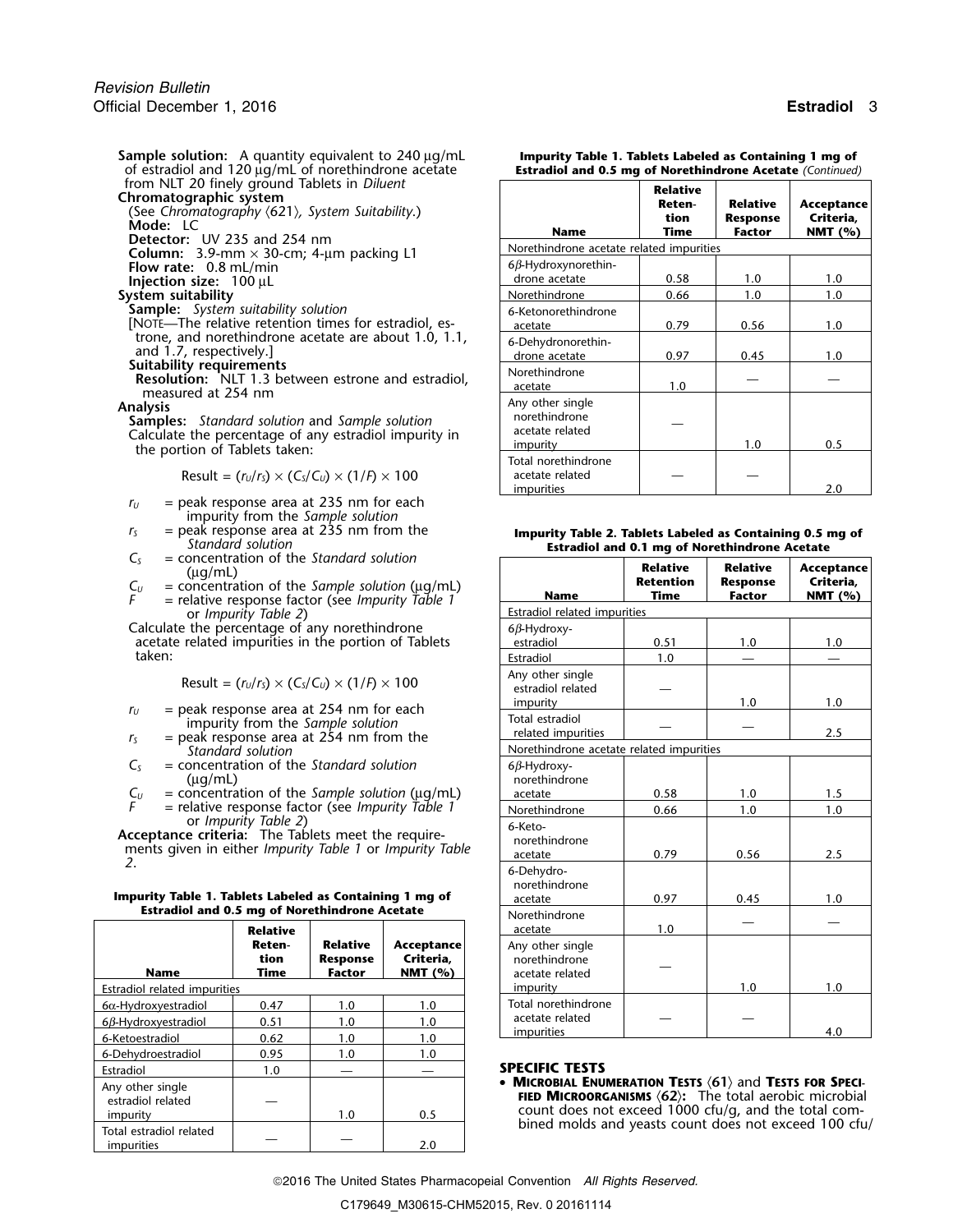**Sample solution:** A quantity equivalent to 240 µg/mL of estradiol and 120 µg/mL of norethindrone acetate from NLT 20 finely ground Tablets in *Diluent*

**Chromatographic system**

(See *Chromatography* ⟨621⟩*, System Suitability*.)

**Mode:** LC

**Detector:** UV 235 and 254 nm

**Column:** 3.9-mm × 30-cm; 4-µm packing L1

**Flow rate:** 0.8 mL/min

**Injection size:** 100 µL

**System suitability**

**Sample:** *System suitability solution*

[NOTE—The relative retention times for estradiol, estrone, and norethindrone acetate are about 1.0, 1.1, and 1.7, respectively.]

**Suitability requirements**

**Resolution:** NLT 1.3 between estrone and estradiol, measured at 254 nm

**Analysis**

**Samples:** *Standard solution* and *Sample solution*

Calculate the percentage of any estradiol impurity in the portion of Tablets taken:

$$\text{Result} = (r_U/r_S) \times (C_S/C_U) \times (1/F) \times 100$$

- $r_U$ = peak response area at 235 nm for each impurity from the *Sample solution*
- $r_S$ = peak response area at 235 nm from the *Standard solution*
- $C_S$ = concentration of the *Standard solution* (µg/mL)
- $C_U$ = concentration of the *Sample solution* (µg/mL)
- $F$ = relative response factor (see *Impurity Table 1* or *Impurity Table 2*)

Calculate the percentage of any norethindrone acetate related impurities in the portion of Tablets taken:

$$\text{Result} = (r_U/r_S) \times (C_S/C_U) \times (1/F) \times 100$$

- $r_U$ = peak response area at 254 nm for each impurity from the *Sample solution*
- $r_S$ = peak response area at 254 nm from the *Standard solution*
- $C_S$ = concentration of the *Standard solution* (µg/mL)
- $C_U$ = concentration of the *Sample solution* (µg/mL)
- $F$ = relative response factor (see *Impurity Table 1* or *Impurity Table 2*)

**Acceptance criteria:** The Tablets meet the requirements given in either *Impurity Table 1* or *Impurity Table 2*.

**Impurity Table 1. Tablets Labeled as Containing 1 mg of Estradiol and 0.5 mg of Norethindrone Acetate**

| Name | Relative Retention Time | Relative Response Factor | Acceptance Criteria, NMT (%) |
|---|---|---|---|
| Estradiol related impurities | | | |
| 6α-Hydroxyestradiol | 0.47 | 1.0 | 1.0 |
| 6β-Hydroxyestradiol | 0.51 | 1.0 | 1.0 |
| 6-Ketoestradiol | 0.62 | 1.0 | 1.0 |
| 6-Dehydroestradiol | 0.95 | 1.0 | 1.0 |
| Estradiol | 1.0 | — | — |
| Any other single estradiol related impurity | — | 1.0 | 0.5 |
| Total estradiol related impurities | — | — | 2.0 |
| Norethindrone acetate related impurities | | | |
| 6β-Hydroxynorethindrone acetate | 0.58 | 1.0 | 1.0 |
| Norethindrone | 0.66 | 1.0 | 1.0 |
| 6-Ketonorethindrone acetate | 0.79 | 0.56 | 1.0 |
| 6-Dehydronorethindrone acetate | 0.97 | 0.45 | 1.0 |
| Norethindrone acetate | 1.0 | — | — |
| Any other single norethindrone acetate related impurity | — | 1.0 | 0.5 |
| Total norethindrone acetate related impurities | — | — | 2.0 |

**Impurity Table 2. Tablets Labeled as Containing 0.5 mg of Estradiol and 0.1 mg of Norethindrone Acetate**

| Name | Relative Retention Time | Relative Response Factor | Acceptance Criteria, NMT (%) |
|---|---|---|---|
| Estradiol related impurities | | | |
| 6β-Hydroxyestradiol | 0.51 | 1.0 | 1.0 |
| Estradiol | 1.0 | — | — |
| Any other single estradiol related impurity | — | 1.0 | 1.0 |
| Total estradiol related impurities | — | — | 2.5 |
| Norethindrone acetate related impurities | | | |
| 6β-Hydroxynorethindrone acetate | 0.58 | 1.0 | 1.5 |
| Norethindrone | 0.66 | 1.0 | 1.0 |
| 6-Ketonorethindrone acetate | 0.79 | 0.56 | 2.5 |
| 6-Dehydronorethindrone acetate | 0.97 | 0.45 | 1.0 |
| Norethindrone acetate | 1.0 | — | — |
| Any other single norethindrone acetate related impurity | — | 1.0 | 1.0 |
| Total norethindrone acetate related impurities | — | — | 4.0 |

## SPECIFIC TESTS

- **MICROBIAL ENUMERATION TESTS ⟨61⟩** and **TESTS FOR SPECIFIED MICROORGANISMS ⟨62⟩:** The total aerobic microbial count does not exceed 1000 cfu/g, and the total combined molds and yeasts count does not exceed 100 cfu/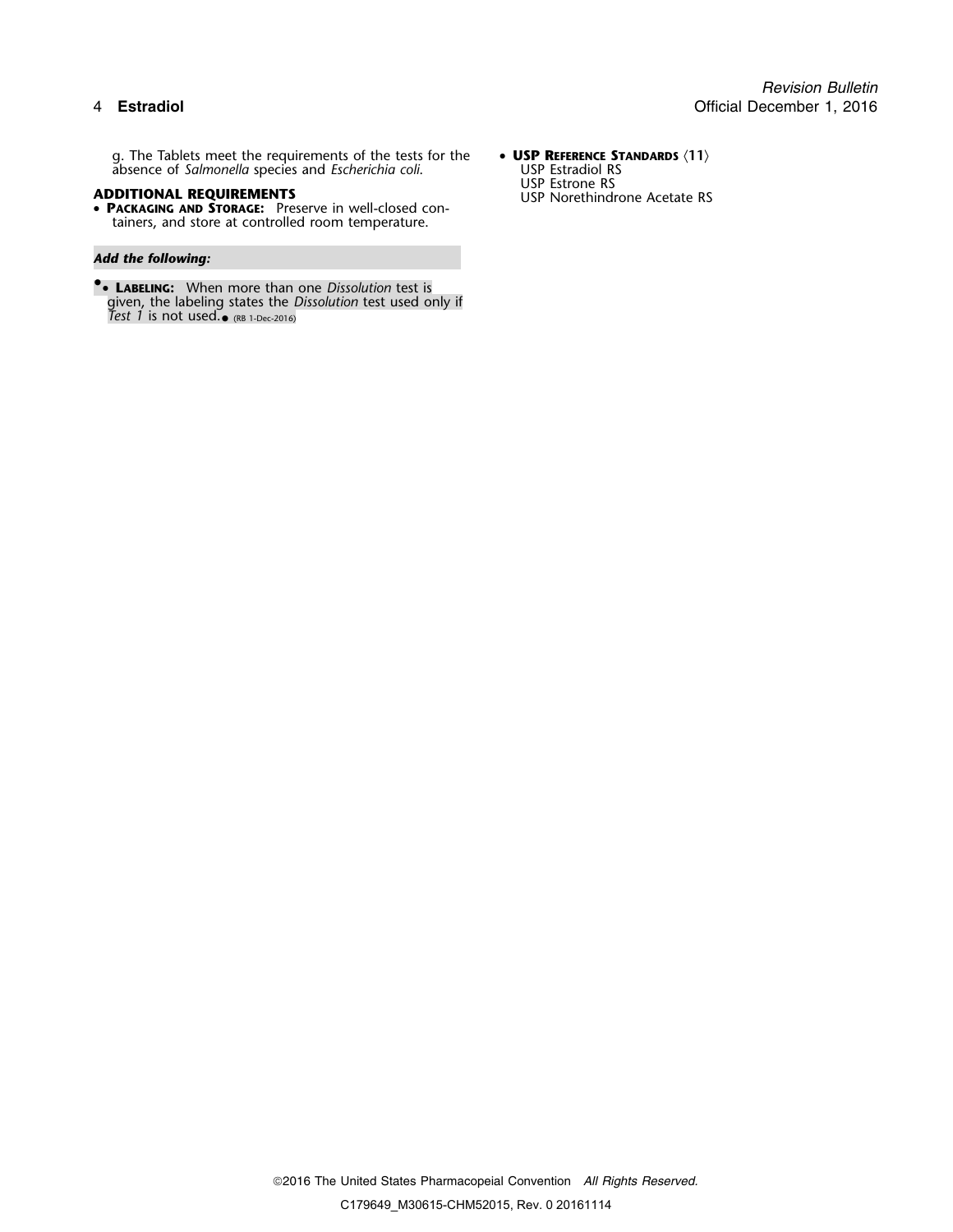g. The Tablets meet the requirements of the tests for the absence of *Salmonella* species and *Escherichia coli*.

## ADDITIONAL REQUIREMENTS

- **Packaging and Storage:** Preserve in well-closed containers, and store at controlled room temperature.

***Add the following:***

- ●**Labeling:** When more than one *Dissolution* test is given, the labeling states the *Dissolution* test used only if *Test 1* is not used.● (RB 1-Dec-2016)

- **USP Reference Standards ⟨11⟩**
  USP Estradiol RS
  USP Estrone RS
  USP Norethindrone Acetate RS